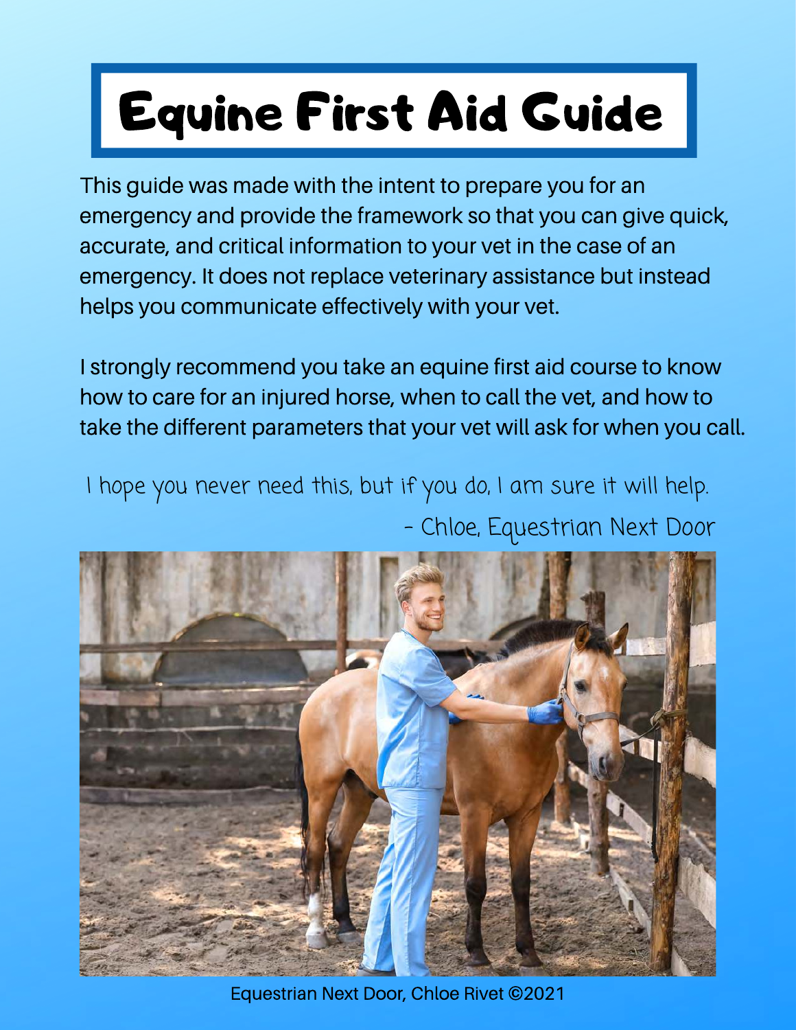# Equine First Aid Guide

This guide was made with the intent to prepare you for an emergency and provide the framework so that you can give quick, accurate, and critical information to your vet in the case of an emergency. It does not replace veterinary assistance but instead helps you communicate effectively with your vet.

I strongly recommend you take an equine first aid course to know how to care for an injured horse, when to call the vet, and how to take the different parameters that your vet will ask for when you call.

*I hope you never need this, but if you do, I am sure it will help.*

*- Chloe, Equestrian Next Door*

Equestrian Next Door, Chloe Rivet ©2021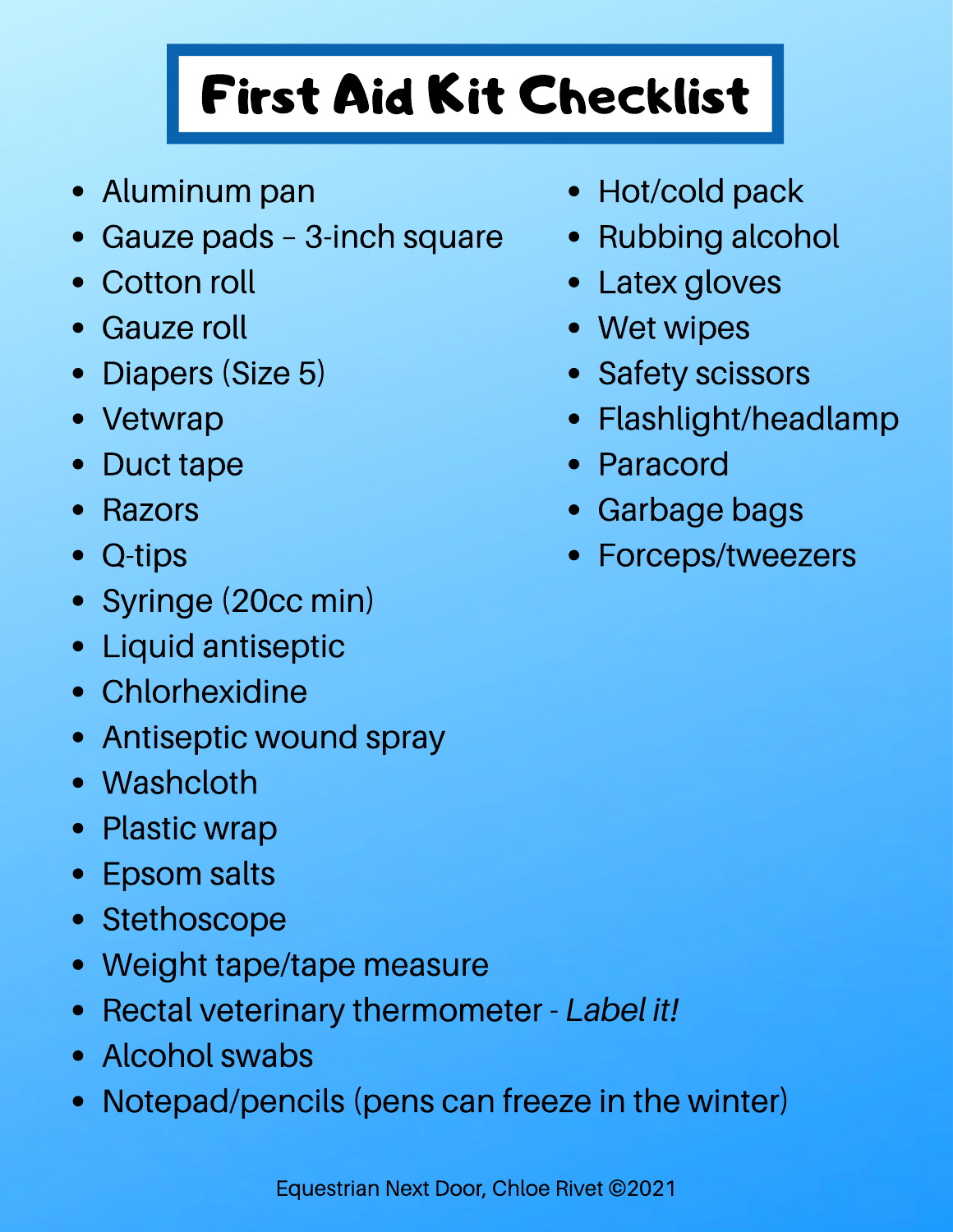# First Aid Kit Checklist

- Aluminum pan
- Gauze pads – 3-inch square
- Cotton roll
- Gauze roll
- Diapers (Size 5)
- Vetwrap
- Duct tape
- Razors
- Q-tips
- Syringe (20cc min)
- Liquid antiseptic
- Chlorhexidine
- Antiseptic wound spray
- Washcloth
- Plastic wrap
- Epsom salts
- Stethoscope
- Weight tape/tape measure
- Rectal veterinary thermometer - *Label it!*
- Alcohol swabs
- Notepad/pencils (pens can freeze in the winter)
- Hot/cold pack
- Rubbing alcohol
- Latex gloves
- Wet wipes
- Safety scissors
- Flashlight/headlamp
- Paracord
- Garbage bags
- Forceps/tweezers

Equestrian Next Door, Chloe Rivet ©2021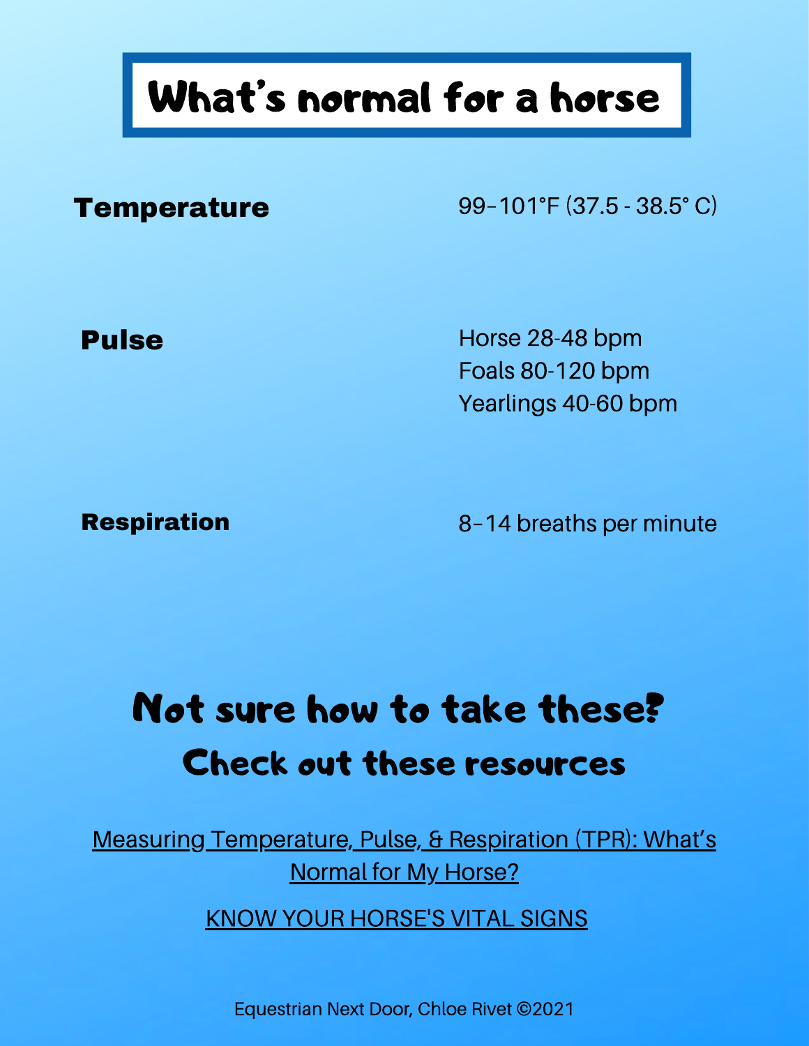# What's normal for a horse

| | |
|---|---|
| **Temperature** | 99–101°F (37.5 - 38.5° C) |
| **Pulse** | Horse 28-48 bpm<br>Foals 80-120 bpm<br>Yearlings 40-60 bpm |
| **Respiration** | 8–14 breaths per minute |

## Not sure how to take these?

### Check out these resources

Measuring Temperature, Pulse, & Respiration (TPR): What's Normal for My Horse?

KNOW YOUR HORSE'S VITAL SIGNS

Equestrian Next Door, Chloe Rivet ©2021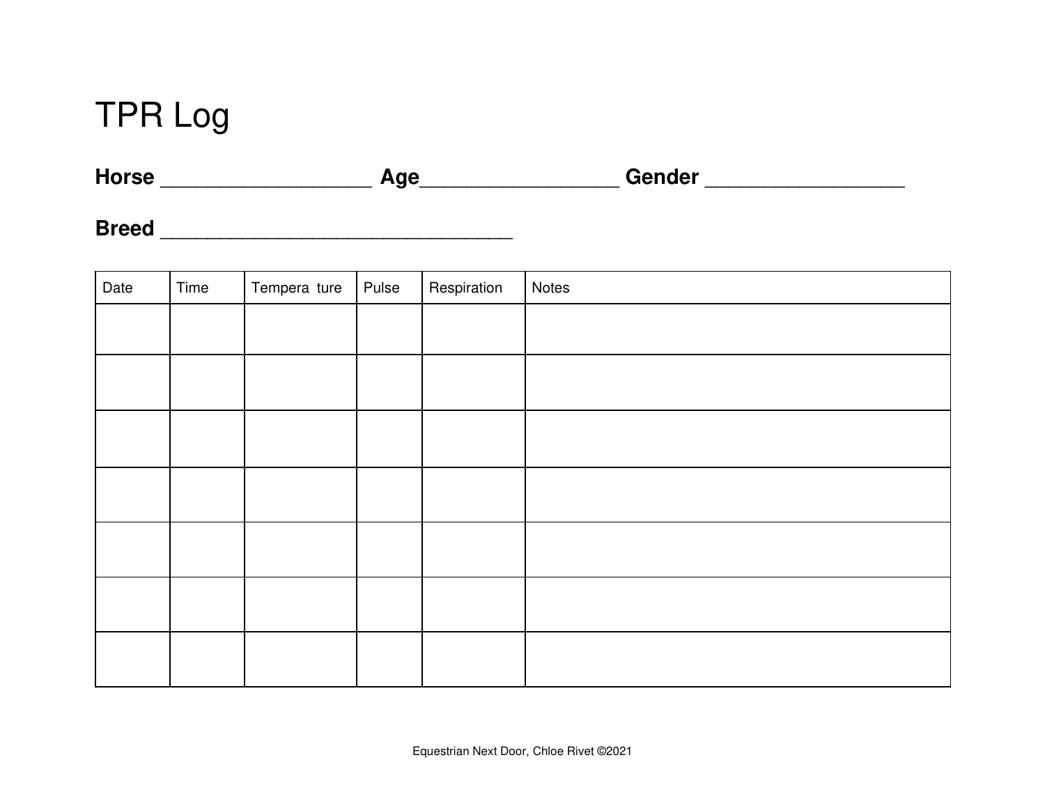# TPR Log

**Horse ___________________ Age_________________ Gender _________________**

**Breed ________________________________**

| Date | Time | Tempera ture | Pulse | Respiration | Notes |
|---|---|---|---|---|---|
| | | | | | |
| | | | | | |
| | | | | | |
| | | | | | |
| | | | | | |
| | | | | | |
| | | | | | |

Equestrian Next Door, Chloe Rivet ©2021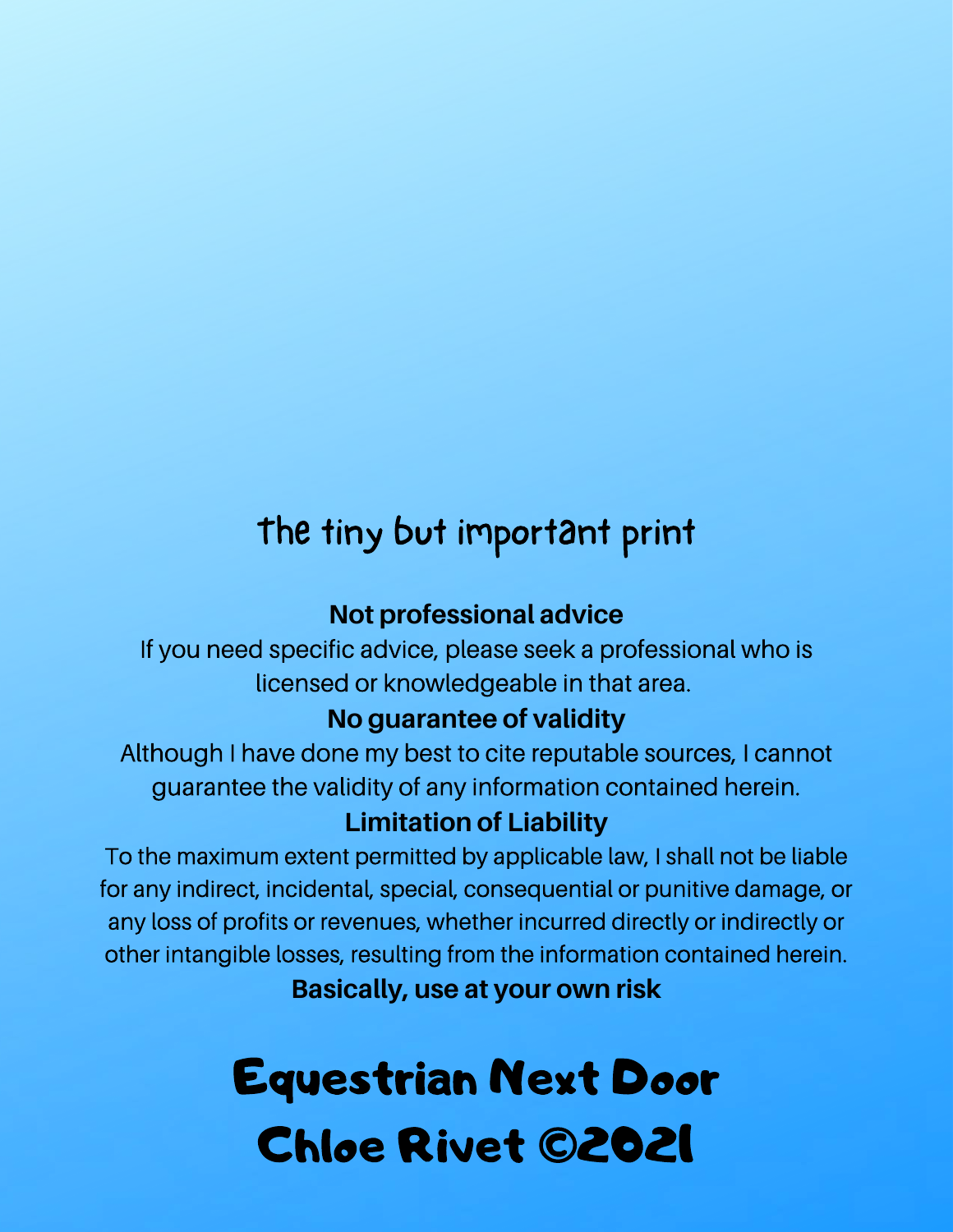## the tiny but important print

**Not professional advice**

If you need specific advice, please seek a professional who is licensed or knowledgeable in that area.

**No guarantee of validity**

Although I have done my best to cite reputable sources, I cannot guarantee the validity of any information contained herein.

**Limitation of Liability**

To the maximum extent permitted by applicable law, I shall not be liable for any indirect, incidental, special, consequential or punitive damage, or any loss of profits or revenues, whether incurred directly or indirectly or other intangible losses, resulting from the information contained herein.

**Basically, use at your own risk**

# Equestrian Next Door
# Chloe Rivet ©2021